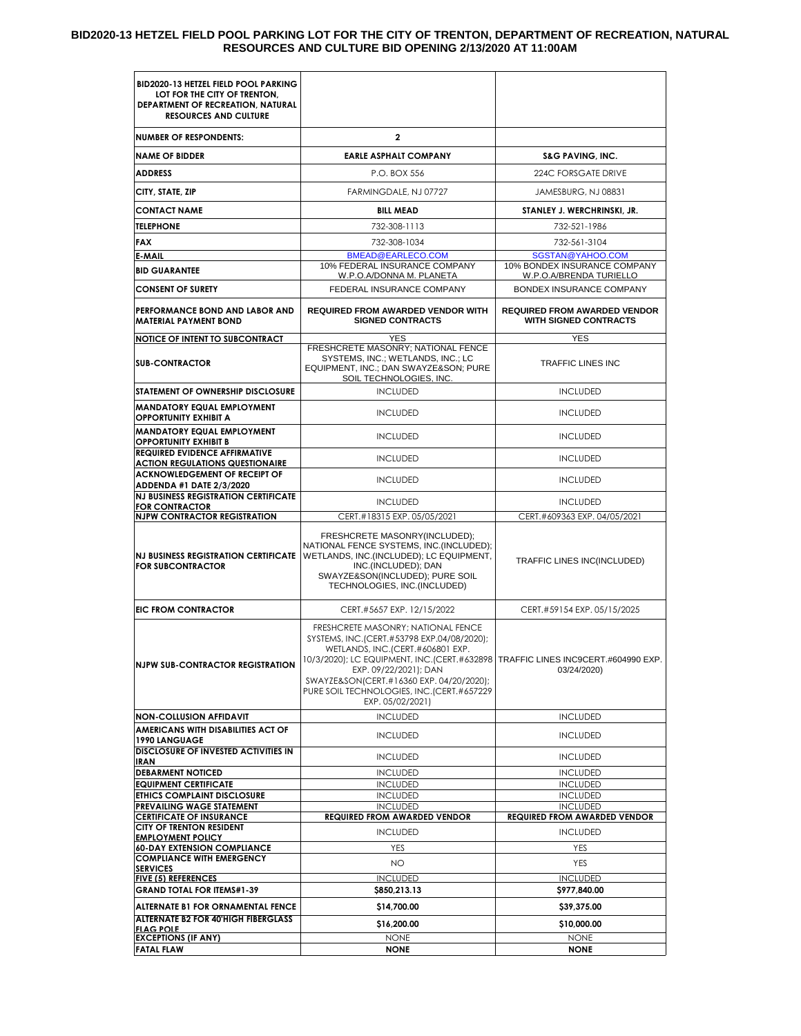# BID2020-13 HETZEL FIELD POOL PARKING LOT FOR THE CITY OF TRENTON, DEPARTMENT OF RECREATION, NATURAL RESOURCES AND CULTURE BID OPENING 2/13/2020 AT 11:00AM

| BID2020-13 HETZEL FIELD POOL PARKING LOT FOR THE CITY OF TRENTON, DEPARTMENT OF RECREATION, NATURAL RESOURCES AND CULTURE | | |
|---|---|---|
| **NUMBER OF RESPONDENTS:** | **2** | |
| **NAME OF BIDDER** | **EARLE ASPHALT COMPANY** | **S&G PAVING, INC.** |
| **ADDRESS** | P.O. BOX 556 | 224C FORSGATE DRIVE |
| **CITY, STATE, ZIP** | FARMINGDALE, NJ 07727 | JAMESBURG, NJ 08831 |
| **CONTACT NAME** | **BILL MEAD** | **STANLEY J. WERCHRINSKI, JR.** |
| **TELEPHONE** | 732-308-1113 | 732-521-1986 |
| **FAX** | 732-308-1034 | 732-561-3104 |
| **E-MAIL** | BMEAD@EARLECO.COM | SGSTAN@YAHOO.COM |
| **BID GUARANTEE** | 10% FEDERAL INSURANCE COMPANY W.P.O.A/DONNA M. PLANETA | 10% BONDEX INSURANCE COMPANY W.P.O.A/BRENDA TURIELLO |
| **CONSENT OF SURETY** | FEDERAL INSURANCE COMPANY | BONDEX INSURANCE COMPANY |
| **PERFORMANCE BOND AND LABOR AND MATERIAL PAYMENT BOND** | **REQUIRED FROM AWARDED VENDOR WITH SIGNED CONTRACTS** | **REQUIRED FROM AWARDED VENDOR WITH SIGNED CONTRACTS** |
| **NOTICE OF INTENT TO SUBCONTRACT** | YES | YES |
| **SUB-CONTRACTOR** | FRESHCRETE MASONRY; NATIONAL FENCE SYSTEMS, INC.; WETLANDS, INC.; LC EQUIPMENT, INC.; DAN SWAYZE&SON; PURE SOIL TECHNOLOGIES, INC. | TRAFFIC LINES INC |
| **STATEMENT OF OWNERSHIP DISCLOSURE** | INCLUDED | INCLUDED |
| **MANDATORY EQUAL EMPLOYMENT OPPORTUNITY EXHIBIT A** | INCLUDED | INCLUDED |
| **MANDATORY EQUAL EMPLOYMENT OPPORTUNITY EXHIBIT B** | INCLUDED | INCLUDED |
| **REQUIRED EVIDENCE AFFIRMATIVE ACTION REGULATIONS QUESTIONAIRE** | INCLUDED | INCLUDED |
| **ACKNOWLEDGEMENT OF RECEIPT OF ADDENDA #1 DATE 2/3/2020** | INCLUDED | INCLUDED |
| **NJ BUSINESS REGISTRATION CERTIFICATE FOR CONTRACTOR** | INCLUDED | INCLUDED |
| **NJPW CONTRACTOR REGISTRATION** | CERT.#18315 EXP. 05/05/2021 | CERT.#609363 EXP. 04/05/2021 |
| **NJ BUSINESS REGISTRATION CERTIFICATE FOR SUBCONTRACTOR** | FRESHCRETE MASONRY(INCLUDED); NATIONAL FENCE SYSTEMS, INC.(INCLUDED); WETLANDS, INC.(INCLUDED); LC EQUIPMENT, INC.(INCLUDED); DAN SWAYZE&SON(INCLUDED); PURE SOIL TECHNOLOGIES, INC.(INCLUDED) | TRAFFIC LINES INC(INCLUDED) |
| **EIC FROM CONTRACTOR** | CERT.#5657 EXP. 12/15/2022 | CERT.#59154 EXP. 05/15/2025 |
| **NJPW SUB-CONTRACTOR REGISTRATION** | FRESHCRETE MASONRY; NATIONAL FENCE SYSTEMS, INC.(CERT.#53798 EXP.04/08/2020); WETLANDS, INC.(CERT.#606801 EXP. 10/3/2020); LC EQUIPMENT, INC.(CERT.#632898 EXP. 09/22/2021); DAN SWAYZE&SON(CERT.#16360 EXP. 04/20/2020); PURE SOIL TECHNOLOGIES, INC.(CERT.#657229 EXP. 05/02/2021) | TRAFFIC LINES INC9CERT.#604990 EXP. 03/24/2020) |
| **NON-COLLUSION AFFIDAVIT** | INCLUDED | INCLUDED |
| **AMERICANS WITH DISABILITIES ACT OF 1990 LANGUAGE** | INCLUDED | INCLUDED |
| **DISCLOSURE OF INVESTED ACTIVITIES IN IRAN** | INCLUDED | INCLUDED |
| **DEBARMENT NOTICED** | INCLUDED | INCLUDED |
| **EQUIPMENT CERTIFICATE** | INCLUDED | INCLUDED |
| **ETHICS COMPLAINT DISCLOSURE** | INCLUDED | INCLUDED |
| **PREVAILING WAGE STATEMENT** | INCLUDED | INCLUDED |
| **CERTIFICATE OF INSURANCE** | **REQUIRED FROM AWARDED VENDOR** | **REQUIRED FROM AWARDED VENDOR** |
| **CITY OF TRENTON RESIDENT EMPLOYMENT POLICY** | INCLUDED | INCLUDED |
| **60-DAY EXTENSION COMPLIANCE** | YES | YES |
| **COMPLIANCE WITH EMERGENCY SERVICES** | NO | YES |
| **FIVE (5) REFERENCES** | INCLUDED | INCLUDED |
| **GRAND TOTAL FOR ITEMS#1-39** | **$850,213.13** | **$977,840.00** |
| **ALTERNATE B1 FOR ORNAMENTAL FENCE** | **$14,700.00** | **$39,375.00** |
| **ALTERNATE B2 FOR 40'HIGH FIBERGLASS FLAG POLE** | **$16,200.00** | **$10,000.00** |
| **EXCEPTIONS (IF ANY)** | NONE | NONE |
| **FATAL FLAW** | **NONE** | **NONE** |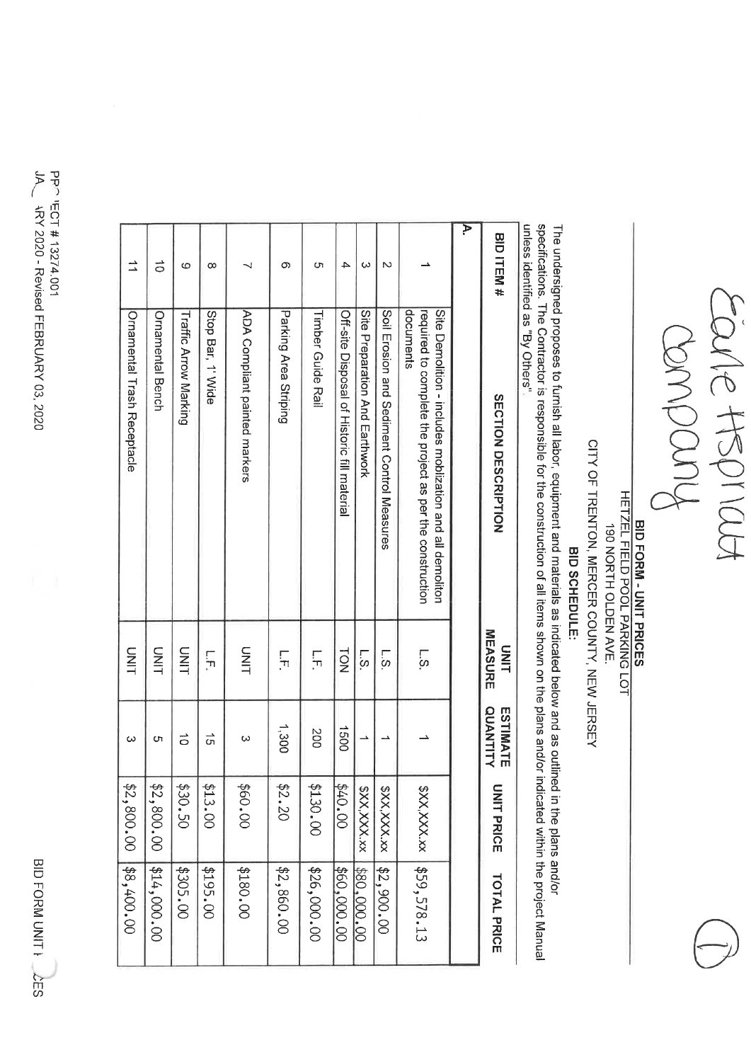Earle Asphalt Company

## BID FORM - UNIT PRICES

**HETZEL FIELD POOL PARKING LOT**
**190 NORTH OLDEN AVE.**
**CITY OF TRENTON, MERCER COUNTY, NEW JERSEY**

**BID SCHEDULE:**

The undersigned proposes to furnish all labor, equipment and materials as indicated below and as outlined in the plans and/or specifications. The Contractor is responsible for the construction of all items shown on the plans and/or indicated within the project Manual unless identified as "By Others".

| BID ITEM # | SECTION DESCRIPTION | UNIT MEASURE | ESTIMATE QUANTITY | UNIT PRICE | TOTAL PRICE |
|---|---|---|---|---|---|
| **A.** | | | | | |
| 1 | Site Demolition - includes mobilization and all demoliton required to complete the project as per the construction documents | L.S. | 1 | $XX,XXX.xx | $59,578.13 |
| 2 | Soil Erosion and Sediment Control Measures | L.S. | 1 | $XX,XXX.xx | $2,900.00 |
| 3 | Site Preparation And Earthwork | L.S. | 1 | $XX,XXX.xx | $80,000.00 |
| 4 | Off-site Disposal of Historic fill material | TON | 1500 | $40.00 | $60,000.00 |
| 5 | Timber Guide Rail | L.F. | 200 | $130.00 | $26,000.00 |
| 6 | Parking Area Striping | L.F. | 1,300 | $2.20 | $2,860.00 |
| 7 | ADA Compliant painted markers | UNIT | 3 | $60.00 | $180.00 |
| 8 | Stop Bar, 1' Wide | L.F. | 15 | $13.00 | $195.00 |
| 9 | Traffic Arrow Marking | UNIT | 10 | $30.50 | $305.00 |
| 10 | Ornamental Bench | UNIT | 5 | $2,800.00 | $14,000.00 |
| 11 | Ornamental Trash Receptacle | UNIT | 3 | $2,800.00 | $8,400.00 |

PROJECT # 13274.001
JANUARY 2020 - Revised FEBRUARY 03, 2020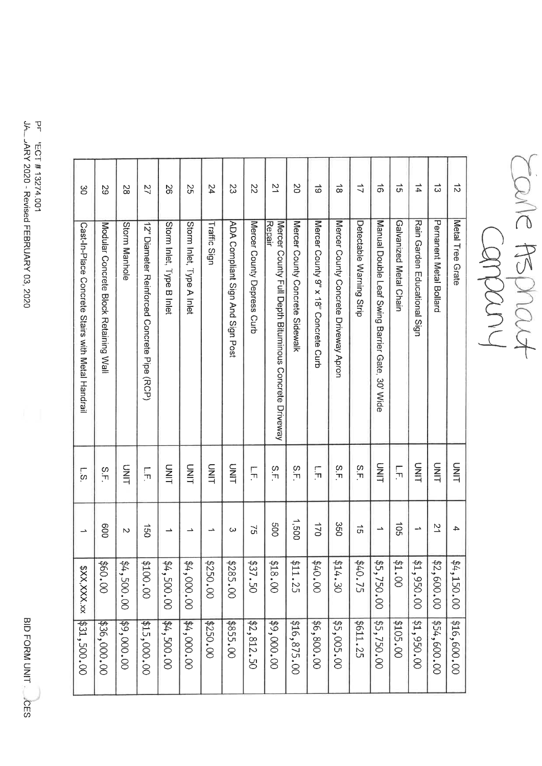Earle Asphalt Company

| 12 | Metal Tree Grate | UNIT | 4 | $4,150.00 | $16,600.00 |
|---|---|---|---|---|---|
| 13 | Permanent Metal Bollard | UNIT | 21 | $2,600.00 | $54,600.00 |
| 14 | Rain Garden Educational Sign | UNIT | 1 | $1,950.00 | $1,950.00 |
| 15 | Galvanized Metal Chain | L.F. | 105 | $1.00 | $105.00 |
| 16 | Manual Double Leaf Swing Barrier Gate, 30' Wide | UNIT | 1 | $5,750.00 | $5,750.00 |
| 17 | Detectable Warning Strip | S.F. | 15 | $40.75 | $611.25 |
| 18 | Mercer County Concrete Driveway Apron | S.F. | 350 | $14.30 | $5,005.00 |
| 19 | Mercer County 9" x 18" Concrete Curb | L.F. | 170 | $40.00 | $6,800.00 |
| 20 | Mercer County Concrete Sidewalk | S.F. | 1,500 | $11.25 | $16,875.00 |
| 21 | Mercer County Full Depth Bituminous Concrete Driveway Repair | S.F. | 500 | $18.00 | $9,000.00 |
| 22 | Mercer County Depress Curb | L.F. | 75 | $37.50 | $2,812.50 |
| 23 | ADA Compliant Sign And Sign Post | UNIT | 3 | $285.00 | $855.00 |
| 24 | Traffic Sign | UNIT | 1 | $250.00 | $250.00 |
| 25 | Storm Inlet, Type A Inlet | UNIT | 1 | $4,000.00 | $4,000.00 |
| 26 | Storm Inlet, Type B Inlet | UNIT | 1 | $4,500.00 | $4,500.00 |
| 27 | 12" Diameter Reinforced Concrete Pipe (RCP) | L.F. | 150 | $100.00 | $15,000.00 |
| 28 | Storm Manhole | UNIT | 2 | $4,500.00 | $9,000.00 |
| 29 | Modular Concrete Block Retaining Wall | S.F. | 600 | $60.00 | $36,000.00 |
| 30 | Cast-In-Place Concrete Stairs with Metal Handrail | L.S. | 1 | $XX,XXX.xx | $31,500.00 |

PROJECT # 13274.001
JANUARY 2020 - Revised FEBRUARY 03, 2020

BID FORM UNIT PRICES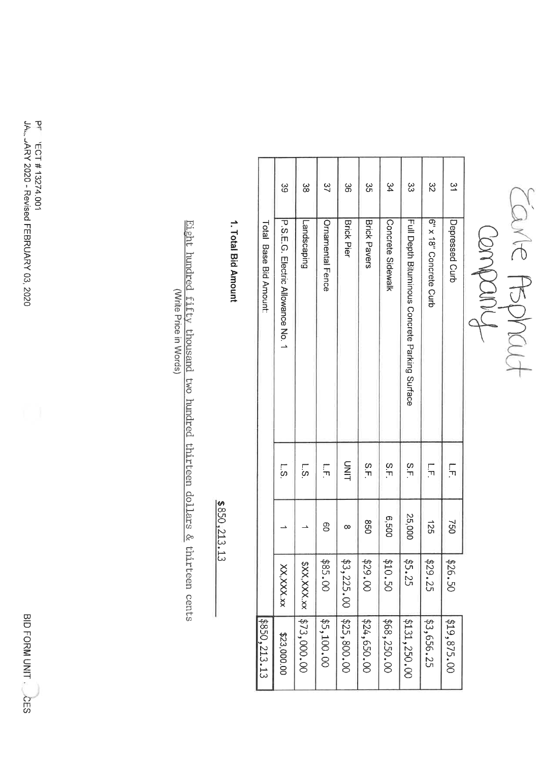Earle Asphalt Company

| 31 | Depressed Curb | L.F. | 750 | $26.50 | $19,875.00 |
|---|---|---|---|---|---|
| 32 | 6" x 18" Concrete Curb | L.F. | 125 | $29.25 | $3,656.25 |
| 33 | Full Depth Bituminous Concrete Parking Surface | S.F. | 25,000 | $5.25 | $131,250.00 |
| 34 | Concrete Sidewalk | S.F. | 6,500 | $10.50 | $68,250.00 |
| 35 | Brick Pavers | S.F. | 850 | $29.00 | $24,650.00 |
| 36 | Brick Pier | UNIT | 8 | $3,225.00 | $25,800.00 |
| 37 | Ornamental Fence | L.F. | 60 | $85.00 | $5,100.00 |
| 38 | Landscaping | L.S. | 1 | $XX,XXX.xx | $73,000.00 |
| 39 | P.S.E.G. Electric Allowance No. 1 | L.S. | 1 | XX,XXX.xx | $23,000.00 |
| | Total Base Bid Amount: | | | | $850,213.13 |

**1. Total Bid Amount** $850,213.13

Eight hundred fifty thousand two hundred thirteen dollars & thirteen cents
(Write Price in Words)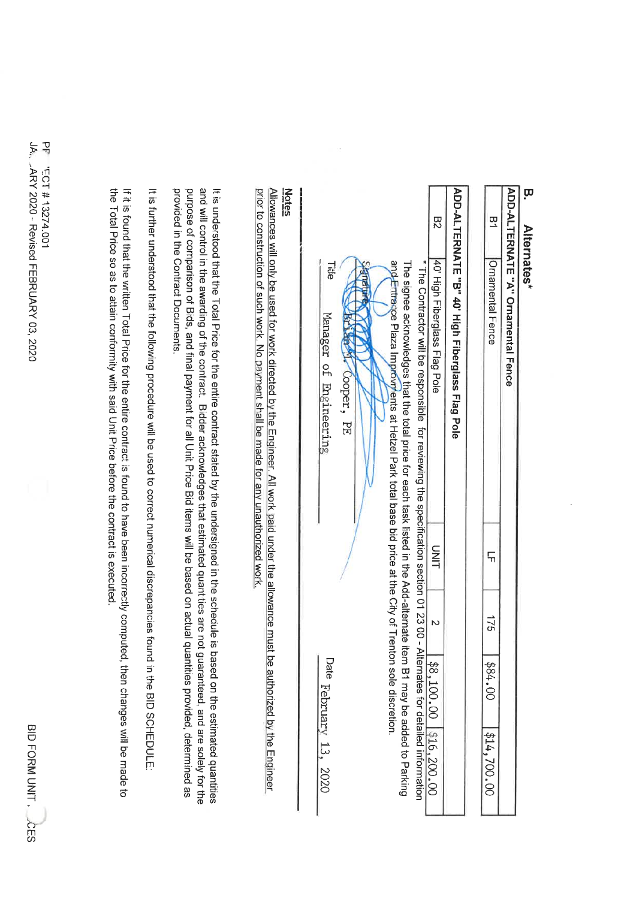## B. Alternates*

| | ADD-ALTERNATE "A" Ornamental Fence | | | | |
|---|---|---|---|---|---|
| B1 | Ornamental Fence | LF | 175 | $84.00 | $14,700.00 |

| | ADD-ALTERNATE "B" 40' High Fiberglass Flag Pole | | | | |
|---|---|---|---|---|---|
| B2 | 40' High Fiberglass Flag Pole | UNIT | 2 | $8,100.00 | $16,200.00 |

* The Contractor will be responsible for reviewing the specification section 01 23 00 - Alternates for detailed information

The signee acknowledges that the total price for each task listed in the Add-alternate item B1 may be added to Parking and Entrance Plaza Improvements at Hetzel Park total base bid price at the City of Trenton sole discretion.

Signature Brian M. Cooper, PE

Title Manager of Engineering

Date February 13, 2020

**Notes**

Allowances will only be used for work directed by the Engineer. All work paid under the allowance must be authorized by the Engineer prior to construction of such work. No payment shall be made for any unauthorized work.

It is understood that the Total Price for the entire contract stated by the undersigned in the schedule is based on the estimated quantities and will control in the awarding of the contract. Bidder acknowledges that estimated quantities are not guaranteed, and are solely for the purpose of comparison of Bids, and final payment for all Unit Price Bid items will be based on actual quantities provided, determined as provided in the Contract Documents.

It is further understood that the following procedure will be used to correct numerical discrepancies found in the BID SCHEDULE:

If it is found that the written Total Price for the entire contract is found to have been incorrectly computed, then changes will be made to the Total Price so as to attain conformity with said Unit Price before the contract is executed.

PROJECT # 13274.001
JANUARY 2020 - Revised FEBRUARY 03, 2020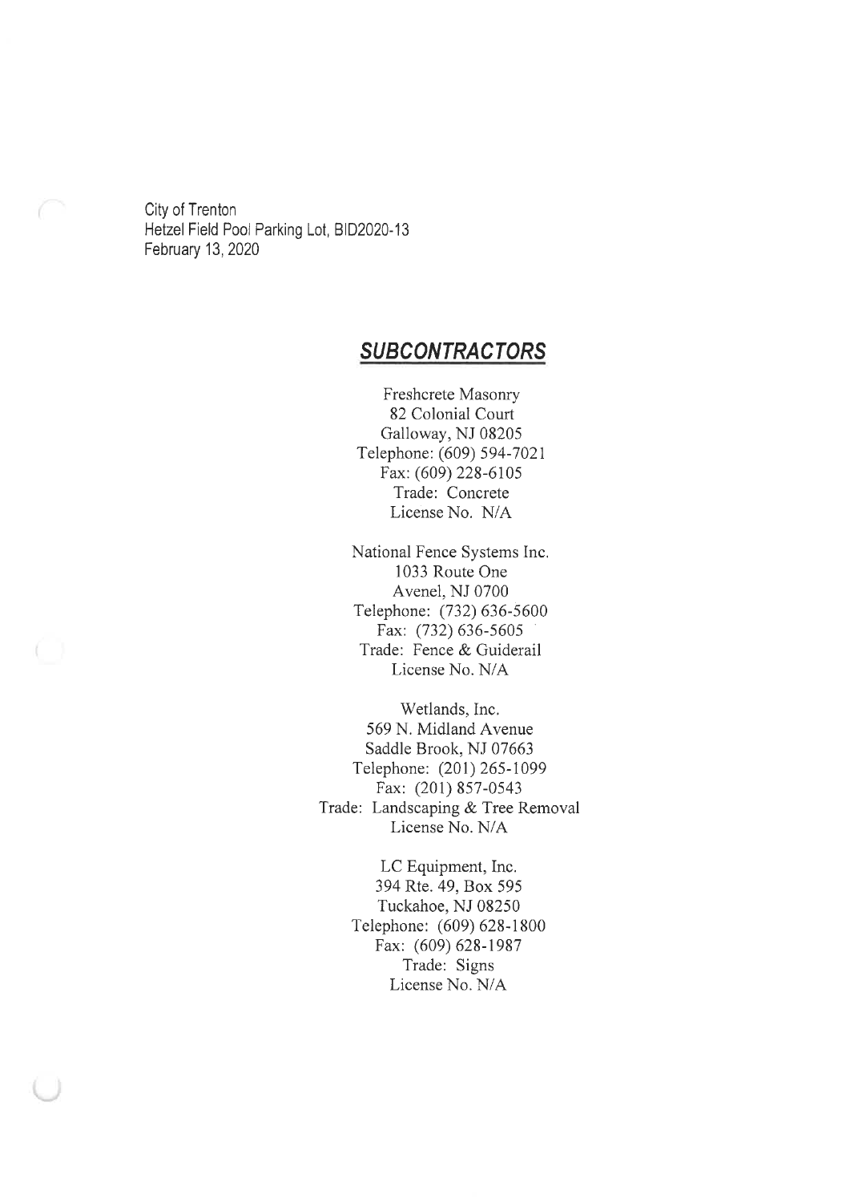City of Trenton
Hetzel Field Pool Parking Lot, BID2020-13
February 13, 2020

## ***SUBCONTRACTORS***

Freshcrete Masonry
82 Colonial Court
Galloway, NJ 08205
Telephone: (609) 594-7021
Fax: (609) 228-6105
Trade: Concrete
License No. N/A

National Fence Systems Inc.
1033 Route One
Avenel, NJ 0700
Telephone: (732) 636-5600
Fax: (732) 636-5605
Trade: Fence & Guiderail
License No. N/A

Wetlands, Inc.
569 N. Midland Avenue
Saddle Brook, NJ 07663
Telephone: (201) 265-1099
Fax: (201) 857-0543
Trade: Landscaping & Tree Removal
License No. N/A

LC Equipment, Inc.
394 Rte. 49, Box 595
Tuckahoe, NJ 08250
Telephone: (609) 628-1800
Fax: (609) 628-1987
Trade: Signs
License No. N/A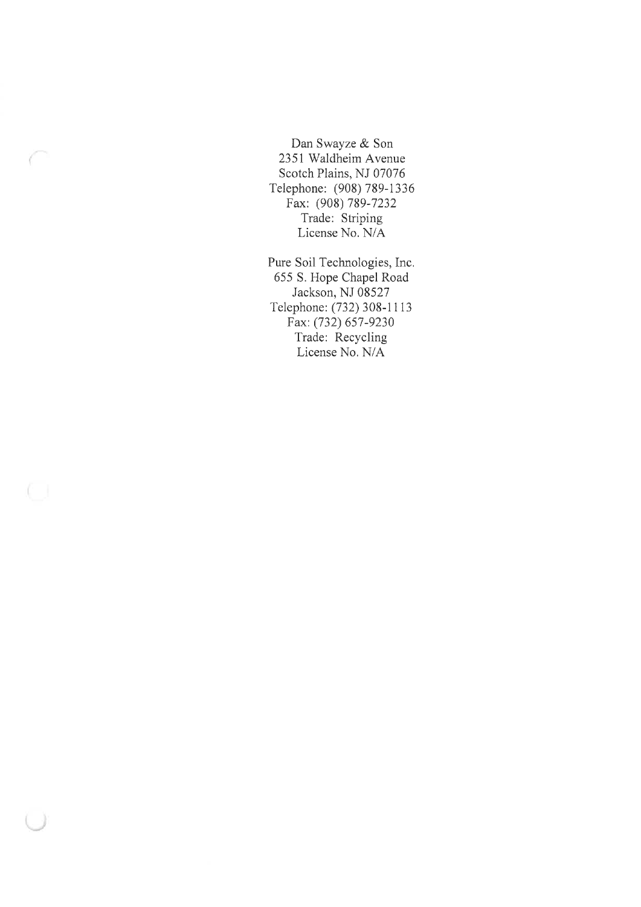Dan Swayze & Son  
2351 Waldheim Avenue  
Scotch Plains, NJ 07076  
Telephone: (908) 789-1336  
Fax: (908) 789-7232  
Trade: Striping  
License No. N/A

Pure Soil Technologies, Inc.  
655 S. Hope Chapel Road  
Jackson, NJ 08527  
Telephone: (732) 308-1113  
Fax: (732) 657-9230  
Trade: Recycling  
License No. N/A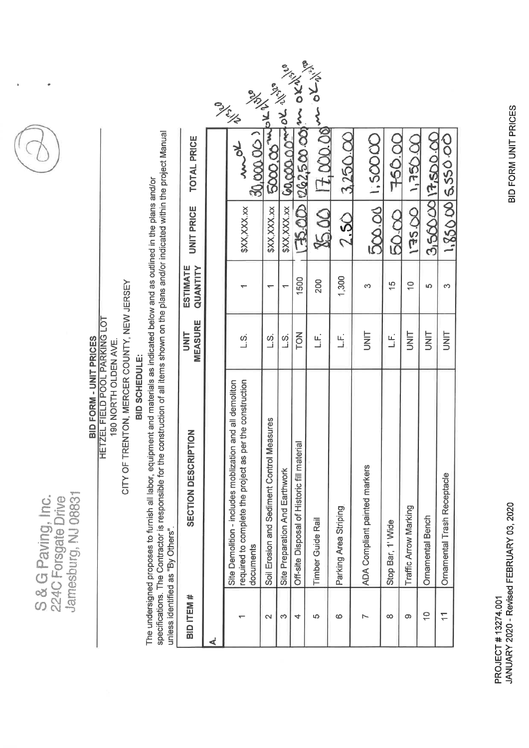S & G Paving, Inc.
224C Forsgate Drive
Jamesburg, NJ 08831

## BID FORM - UNIT PRICES

HETZEL FIELD POOL PARKING LOT

190 NORTH OLDEN AVE.

CITY OF TRENTON, MERCER COUNTY, NEW JERSEY

**BID SCHEDULE:**

The undersigned proposes to furnish all labor, equipment and materials as indicated below and as outlined in the plans and/or specifications. The Contractor is responsible for the construction of all items shown on the plans and/or indicated within the project Manual unless identified as "By Others".

| BID ITEM # | SECTION DESCRIPTION | UNIT MEASURE | ESTIMATE QUANTITY | UNIT PRICE | TOTAL PRICE |
|---|---|---|---|---|---|
| A. | | | | | |
| 1 | Site Demolition - includes moblization and all demoliton required to complete the project as per the construction documents | L.S. | 1 | $XX,XXX.xx | 30,000.00 |
| 2 | Soil Erosion and Sediment Control Measures | L.S. | 1 | $XX,XXX.xx | 5000.00 |
| 3 | Site Preparation And Earthwork | L.S. | 1 | $XX,XXX.xx | 60,000.00 |
| 4 | Off-site Disposal of Historic fill material | TON | 1500 | 175.00 | 262,500.00 |
| 5 | Timber Guide Rail | L.F. | 200 | 85.00 | 17,000.00 |
| 6 | Parking Area Striping | L.F. | 1,300 | 2.50 | 3,250.00 |
| 7 | ADA Compliant painted markers | UNIT | 3 | 500.00 | 1,500.00 |
| 8 | Stop Bar, 1' Wide | L.F. | 15 | 50.00 | 750.00 |
| 9 | Traffic Arrow Marking | UNIT | 10 | 175.00 | 1,750.00 |
| 10 | Ornamental Bench | UNIT | 5 | 3,500.00 | 17,500.00 |
| 11 | Ornamental Trash Receptacle | UNIT | 3 | 1,850.00 | 5,550.00 |

PROJECT # 13274.001

JANUARY 2020 - Revised FEBRUARY 03, 2020

BID FORM UNIT PRICES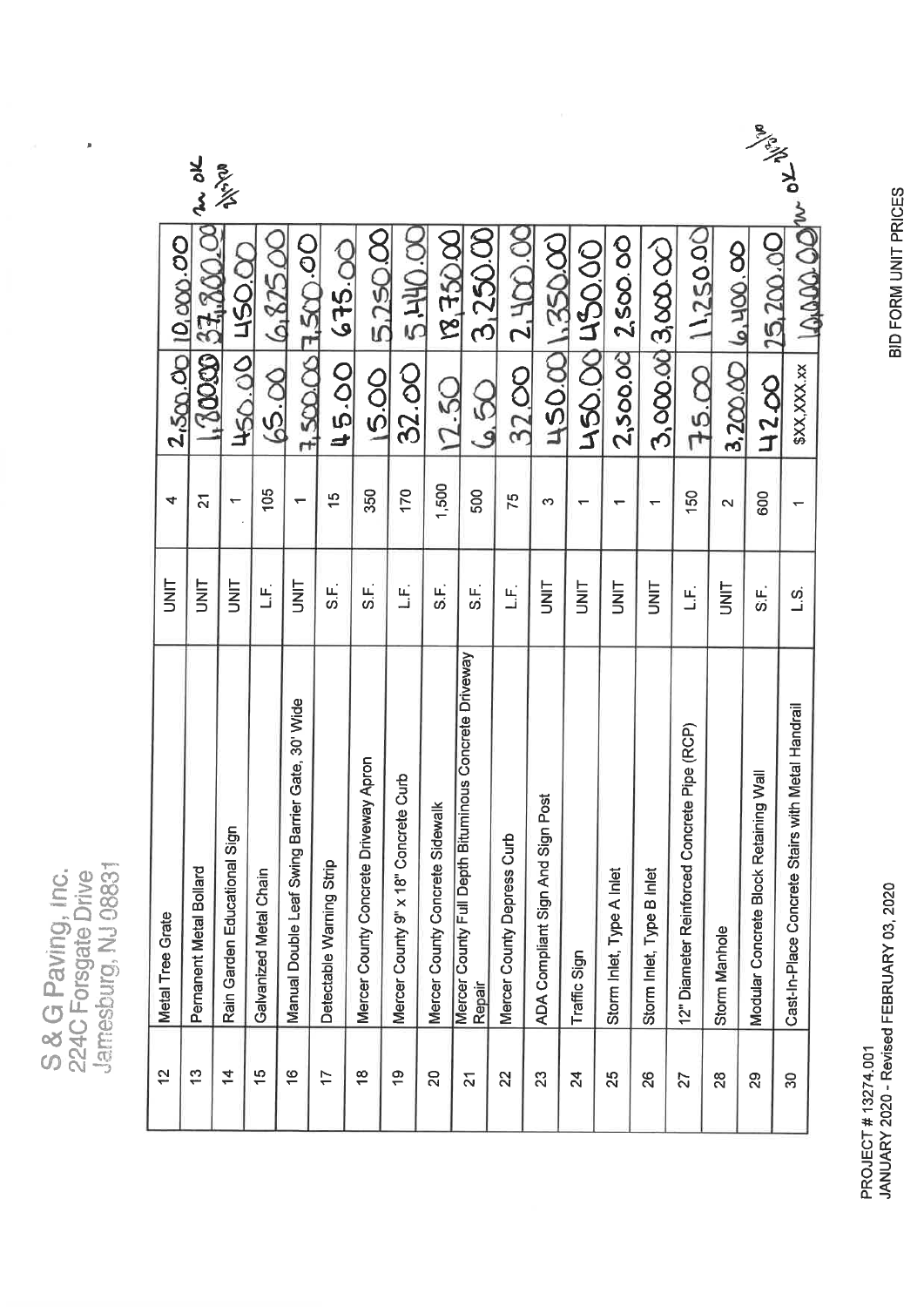S & G Paving, Inc.
224C Forsgate Drive
Jamesburg, NJ 08831

| 12 | Metal Tree Grate | UNIT | 4 | 2,500.00 | 10,000.00 |
|---|---|---|---|---|---|
| 13 | Permanent Metal Bollard | UNIT | 21 | 1,800.00 | 37,800.00 |
| 14 | Rain Garden Educational Sign | UNIT | 1 | 450.00 | 450.00 |
| 15 | Galvanized Metal Chain | L.F. | 105 | 65.00 | 6,825.00 |
| 16 | Manual Double Leaf Swing Barrier Gate, 30' Wide | UNIT | 1 | 7,500.00 | 7,500.00 |
| 17 | Detectable Warning Strip | S.F. | 15 | 45.00 | 675.00 |
| 18 | Mercer County Concrete Driveway Apron | S.F. | 350 | 15.00 | 5,250.00 |
| 19 | Mercer County 9" x 18" Concrete Curb | L.F. | 170 | 32.00 | 5,440.00 |
| 20 | Mercer County Concrete Sidewalk | S.F. | 1,500 | 12.50 | 18,750.00 |
| 21 | Mercer County Full Depth Bituminous Concrete Driveway Repair | S.F. | 500 | 6.50 | 3,250.00 |
| 22 | Mercer County Depress Curb | L.F. | 75 | 32.00 | 2,400.00 |
| 23 | ADA Compliant Sign And Sign Post | UNIT | 3 | 450.00 | 1,350.00 |
| 24 | Traffic Sign | UNIT | 1 | 450.00 | 450.00 |
| 25 | Storm Inlet, Type A Inlet | UNIT | 1 | 2,500.00 | 2,500.00 |
| 26 | Storm Inlet, Type B Inlet | UNIT | 1 | 3,000.00 | 3,000.00 |
| 27 | 12" Diameter Reinforced Concrete Pipe (RCP) | L.F. | 150 | 75.00 | 11,250.00 |
| 28 | Storm Manhole | UNIT | 2 | 3,200.00 | 6,400.00 |
| 29 | Modular Concrete Block Retaining Wall | S.F. | 600 | 42.00 | 25,200.00 |
| 30 | Cast-In-Place Concrete Stairs with Metal Handrail | L.S. | 1 | $XX,XXX.xx | 10,000.00 |

PROJECT # 13274.001
JANUARY 2020 - Revised FEBRUARY 03, 2020

BID FORM UNIT PRICES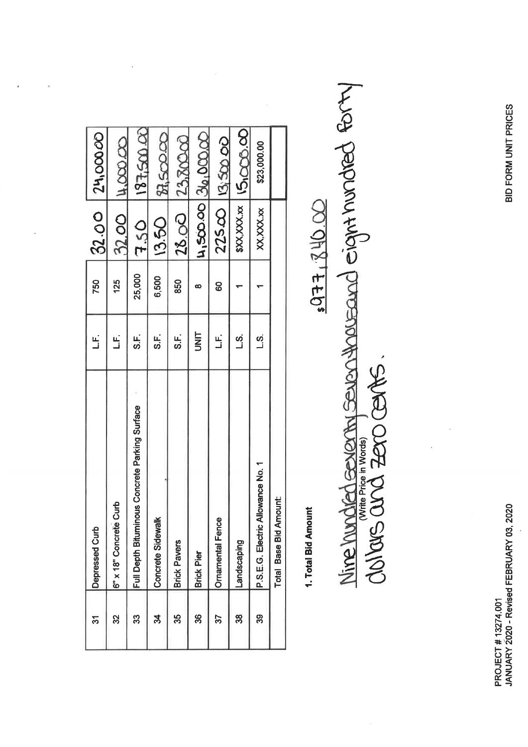| 31 | Depressed Curb | L.F. | 750 | 32.00 | 24,000.00 |
|---|---|---|---|---|---|
| 32 | 6" x 18" Concrete Curb | L.F. | 125 | 32.00 | 4,000.00 |
| 33 | Full Depth Bituminous Concrete Parking Surface | S.F. | 25,000 | 7.50 | 187,500.00 |
| 34 | Concrete Sidewalk | S.F. | 6,500 | 13.50 | 87,500.00 |
| 35 | Brick Pavers | S.F. | 850 | 28.00 | 23,800.00 |
| 36 | Brick Pier | UNIT | 8 | 4,500.00 | 36,000.00 |
| 37 | Ornamental Fence | L.F. | 60 | 225.00 | 13,500.00 |
| 38 | Landscaping | L.S. | 1 | $XX,XXX.xx | 15,000.00 |
| 39 | P.S.E.G. Electric Allowance No. 1 | L.S. | 1 | XX,XXX.xx | $23,000.00 |
| | Total Base Bid Amount: | | | | |

**1. Total Bid Amount**

$977,840.00

Nine hundred seventy seven thousand eight hundred forty dollars and zero cents.
(Write Price in Words)

PROJECT # 13274.001
JANUARY 2020 - Revised FEBRUARY 03, 2020

BID FORM UNIT PRICES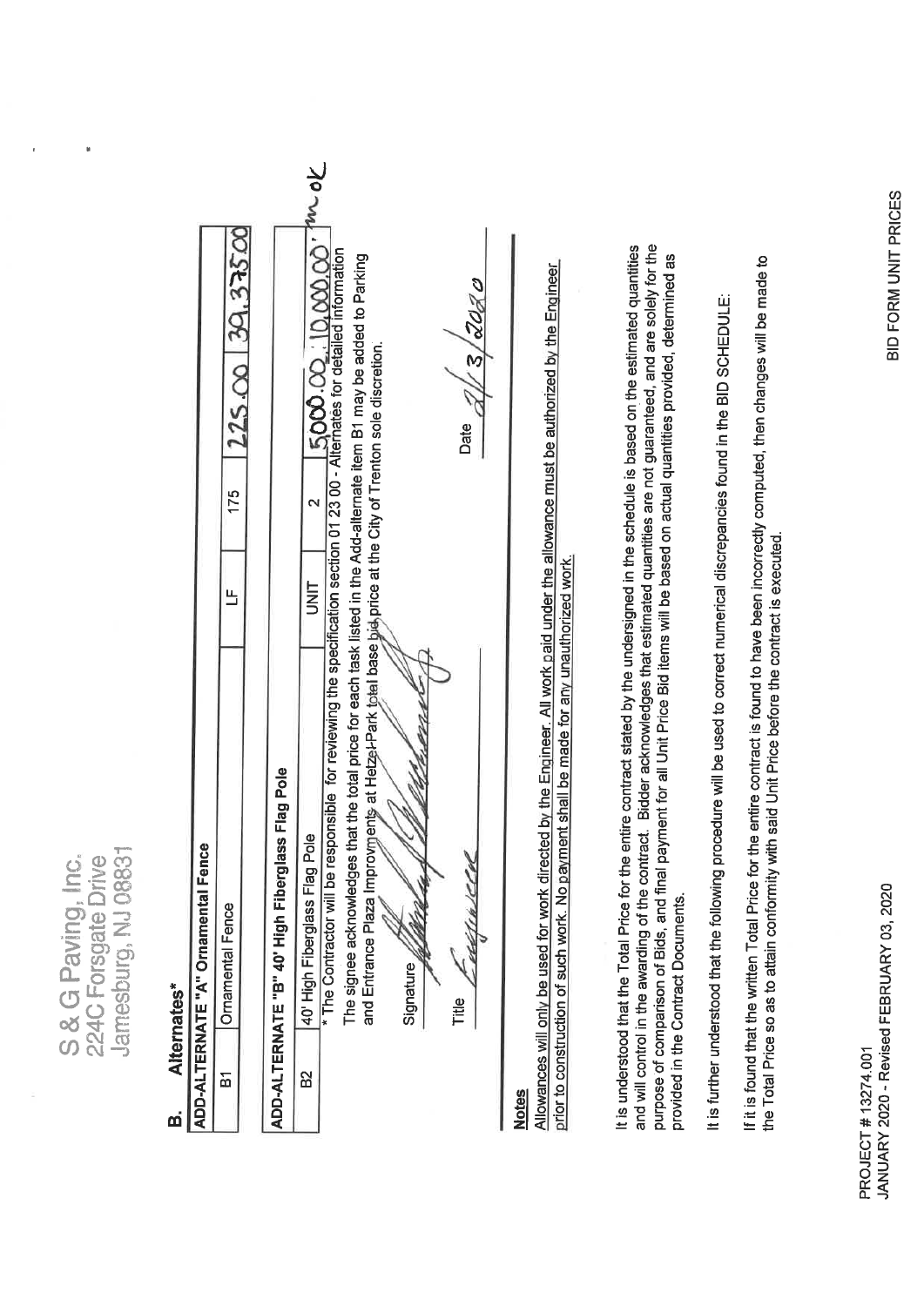S & G Paving, Inc.
224C Forsgate Drive
Jamesburg, NJ 08831

## B. Alternates*

| ADD-ALTERNATE "A" Ornamental Fence | | | | | |
|---|---|---|---|---|---|
| B1 | Ornamental Fence | LF | 175 | 225.00 | 39,375.00 |

| ADD-ALTERNATE "B" 40' High Fiberglass Flag Pole | | | | | |
|---|---|---|---|---|---|
| B2 | 40' High Fiberglass Flag Pole | UNIT | 2 | 5000.00 | 10,000.00 |

* The Contractor will be responsible for reviewing the specification section 01 23 00 - Alternates for detailed information

The signee acknowledges that the total price for each task listed in the Add-alternate item B1 may be added to Parking and Entrance Plaza Improvments at Hetzel-Park total base bid price at the City of Trenton sole discretion.

Signature [signature]

Title Engineer

Date 2/3/2020

### Notes

Allowances will only be used for work directed by the Engineer. All work paid under the allowance must be authorized by the Engineer prior to construction of such work. No payment shall be made for any unauthorized work.

It is understood that the Total Price for the entire contract stated by the undersigned in the schedule is based on the estimated quantities and will control in the awarding of the contract. Bidder acknowledges that estimated quantities are not guaranteed, and are solely for the purpose of comparison of Bids, and final payment for all Unit Price Bid items will be based on actual quantities provided, determined as provided in the Contract Documents.

It is further understood that the following procedure will be used to correct numerical discrepancies found in the BID SCHEDULE:

If it is found that the written Total Price for the entire contract is found to have been incorrectly computed, then changes will be made to the Total Price so as to attain conformity with said Unit Price before the contract is executed.

PROJECT # 13274.001
JANUARY 2020 - Revised FEBRUARY 03, 2020

BID FORM UNIT PRICES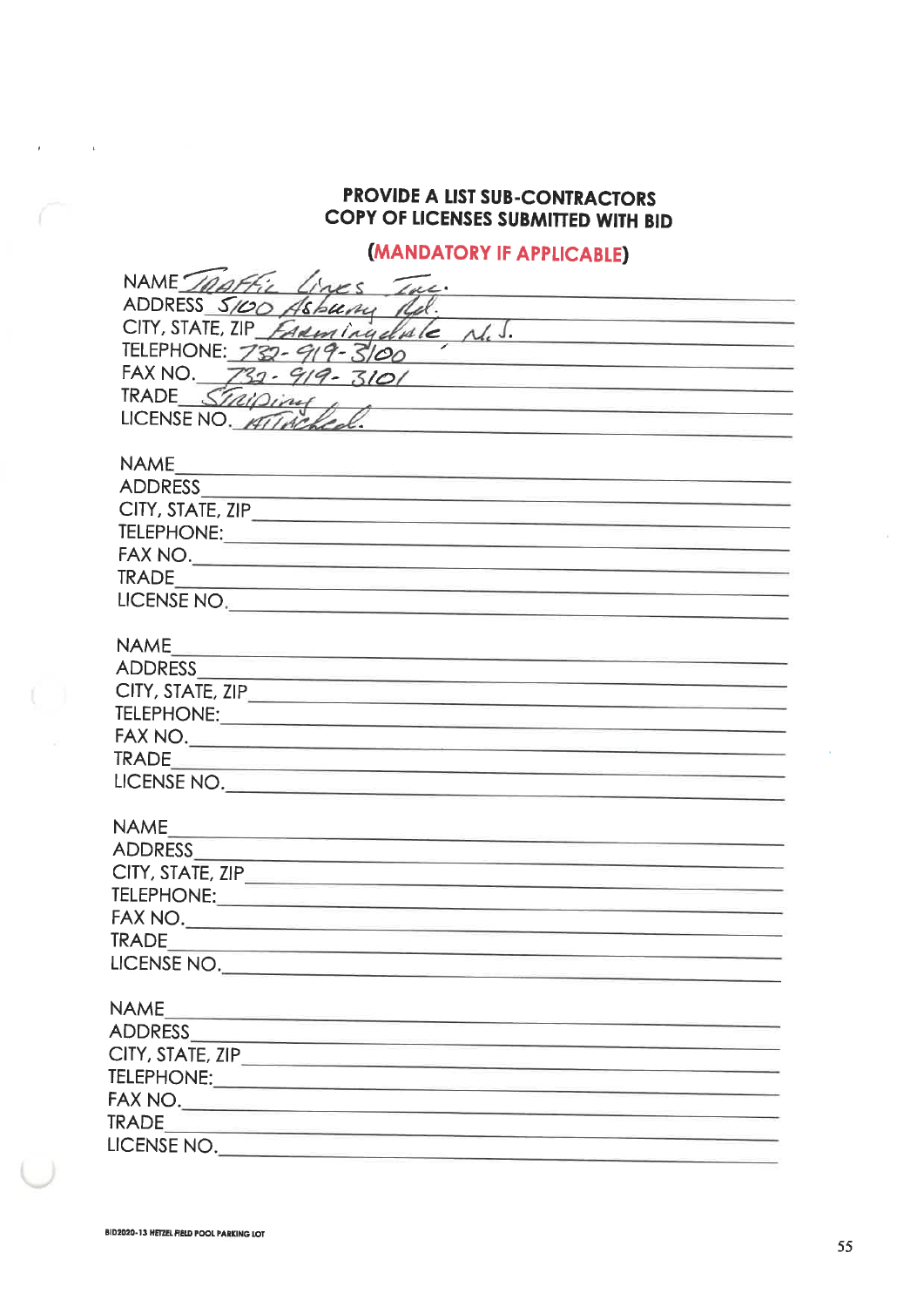## PROVIDE A LIST SUB-CONTRACTORS
## COPY OF LICENSES SUBMITTED WITH BID

**(MANDATORY IF APPLICABLE)**

NAME Traffic Lines Inc.
ADDRESS 5100 Asbury Rd.
CITY, STATE, ZIP Farmingdale N.J.
TELEPHONE: 732-919-3100
FAX NO. 732-919-3101
TRADE Striping
LICENSE NO. Attached.

NAME
ADDRESS
CITY, STATE, ZIP
TELEPHONE:
FAX NO.
TRADE
LICENSE NO.

NAME
ADDRESS
CITY, STATE, ZIP
TELEPHONE:
FAX NO.
TRADE
LICENSE NO.

NAME
ADDRESS
CITY, STATE, ZIP
TELEPHONE:
FAX NO.
TRADE
LICENSE NO.

NAME
ADDRESS
CITY, STATE, ZIP
TELEPHONE:
FAX NO.
TRADE
LICENSE NO.

BID2020-13 HETZEL FIELD POOL PARKING LOT